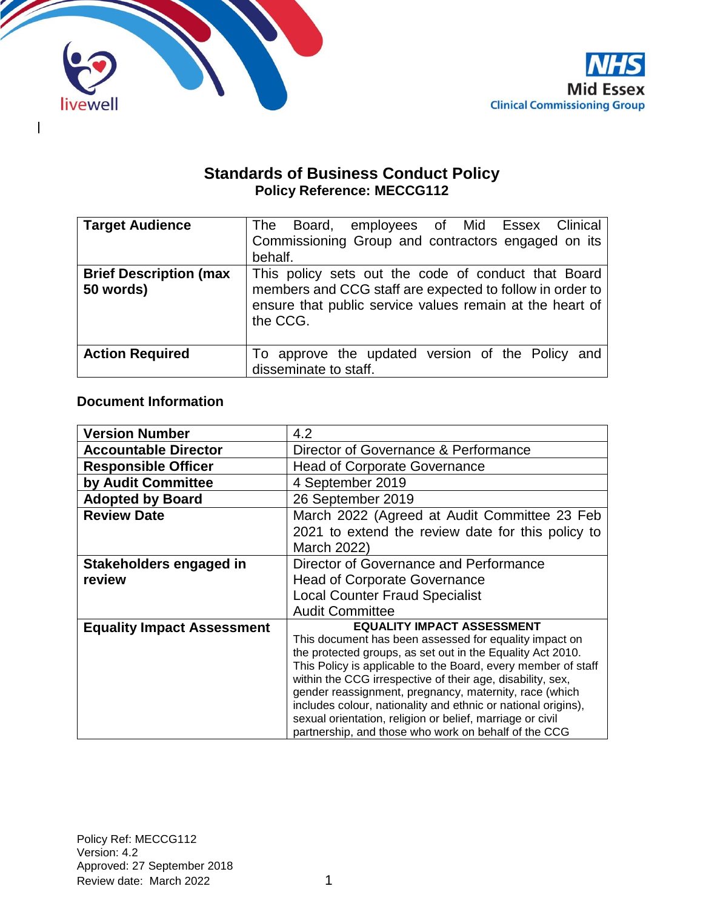# Standards of Business Conduct Policy

**Policy Reference: MECCG112**

| **Target Audience** | The Board, employees of Mid Essex Clinical Commissioning Group and contractors engaged on its behalf. |
|---|---|
| **Brief Description (max 50 words)** | This policy sets out the code of conduct that Board members and CCG staff are expected to follow in order to ensure that public service values remain at the heart of the CCG. |
| **Action Required** | To approve the updated version of the Policy and disseminate to staff. |

### Document Information

| **Version Number** | 4.2 |
|---|---|
| **Accountable Director** | Director of Governance & Performance |
| **Responsible Officer** | Head of Corporate Governance |
| **by Audit Committee** | 4 September 2019 |
| **Adopted by Board** | 26 September 2019 |
| **Review Date** | March 2022 (Agreed at Audit Committee 23 Feb 2021 to extend the review date for this policy to March 2022) |
| **Stakeholders engaged in review** | Director of Governance and Performance<br>Head of Corporate Governance<br>Local Counter Fraud Specialist<br>Audit Committee |
| **Equality Impact Assessment** | **EQUALITY IMPACT ASSESSMENT**<br>This document has been assessed for equality impact on the protected groups, as set out in the Equality Act 2010. This Policy is applicable to the Board, every member of staff within the CCG irrespective of their age, disability, sex, gender reassignment, pregnancy, maternity, race (which includes colour, nationality and ethnic or national origins), sexual orientation, religion or belief, marriage or civil partnership, and those who work on behalf of the CCG |

Policy Ref: MECCG112
Version: 4.2
Approved: 27 September 2018
Review date: March 2022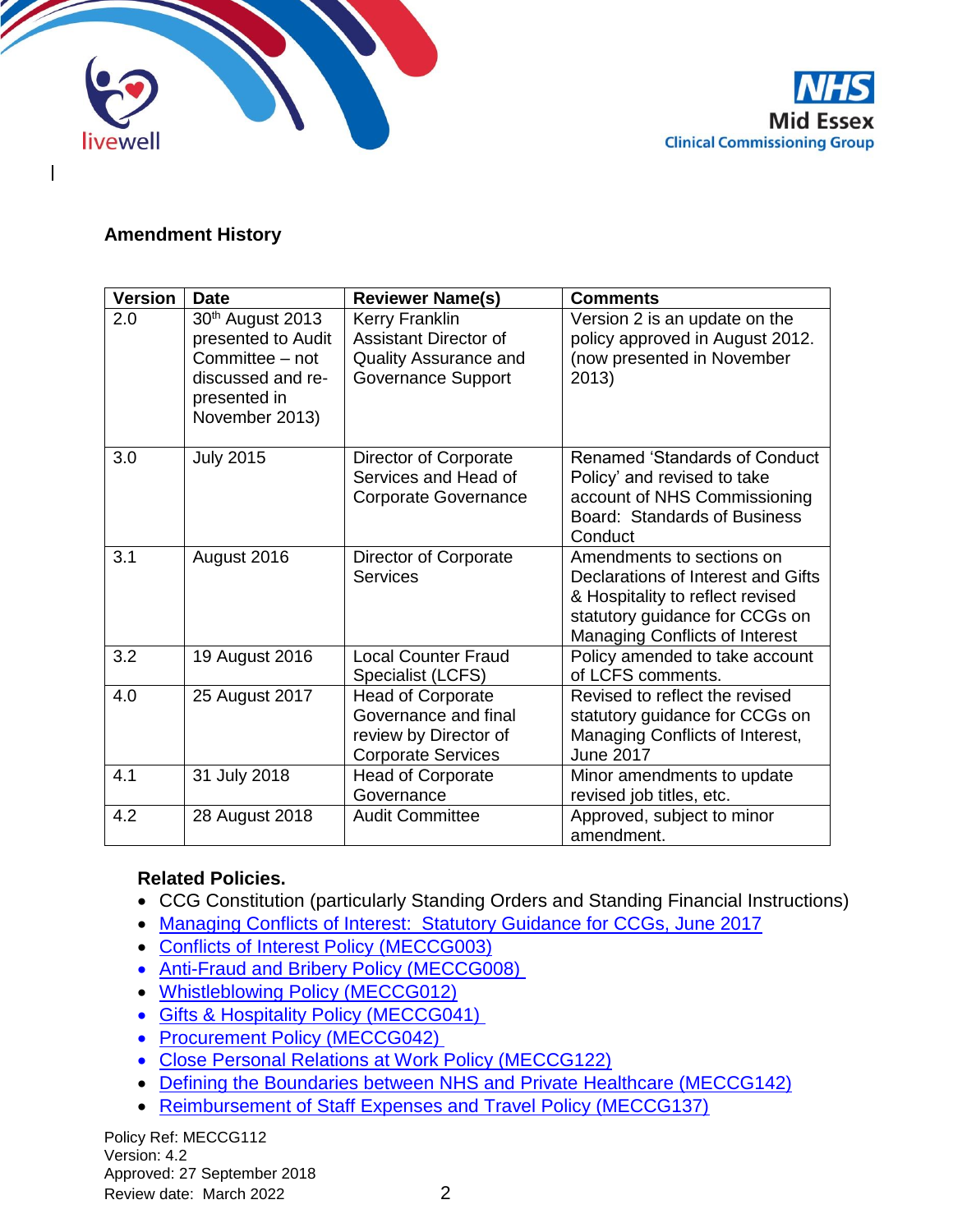## Amendment History

| Version | Date | Reviewer Name(s) | Comments |
|---|---|---|---|
| 2.0 | 30th August 2013 presented to Audit Committee – not discussed and re-presented in November 2013) | Kerry Franklin Assistant Director of Quality Assurance and Governance Support | Version 2 is an update on the policy approved in August 2012. (now presented in November 2013) |
| 3.0 | July 2015 | Director of Corporate Services and Head of Corporate Governance | Renamed 'Standards of Conduct Policy' and revised to take account of NHS Commissioning Board: Standards of Business Conduct |
| 3.1 | August 2016 | Director of Corporate Services | Amendments to sections on Declarations of Interest and Gifts & Hospitality to reflect revised statutory guidance for CCGs on Managing Conflicts of Interest |
| 3.2 | 19 August 2016 | Local Counter Fraud Specialist (LCFS) | Policy amended to take account of LCFS comments. |
| 4.0 | 25 August 2017 | Head of Corporate Governance and final review by Director of Corporate Services | Revised to reflect the revised statutory guidance for CCGs on Managing Conflicts of Interest, June 2017 |
| 4.1 | 31 July 2018 | Head of Corporate Governance | Minor amendments to update revised job titles, etc. |
| 4.2 | 28 August 2018 | Audit Committee | Approved, subject to minor amendment. |

**Related Policies.**

- CCG Constitution (particularly Standing Orders and Standing Financial Instructions)
- Managing Conflicts of Interest: Statutory Guidance for CCGs, June 2017
- Conflicts of Interest Policy (MECCG003)
- Anti-Fraud and Bribery Policy (MECCG008)
- Whistleblowing Policy (MECCG012)
- Gifts & Hospitality Policy (MECCG041)
- Procurement Policy (MECCG042)
- Close Personal Relations at Work Policy (MECCG122)
- Defining the Boundaries between NHS and Private Healthcare (MECCG142)
- Reimbursement of Staff Expenses and Travel Policy (MECCG137)

Policy Ref: MECCG112
Version: 4.2
Approved: 27 September 2018
Review date: March 2022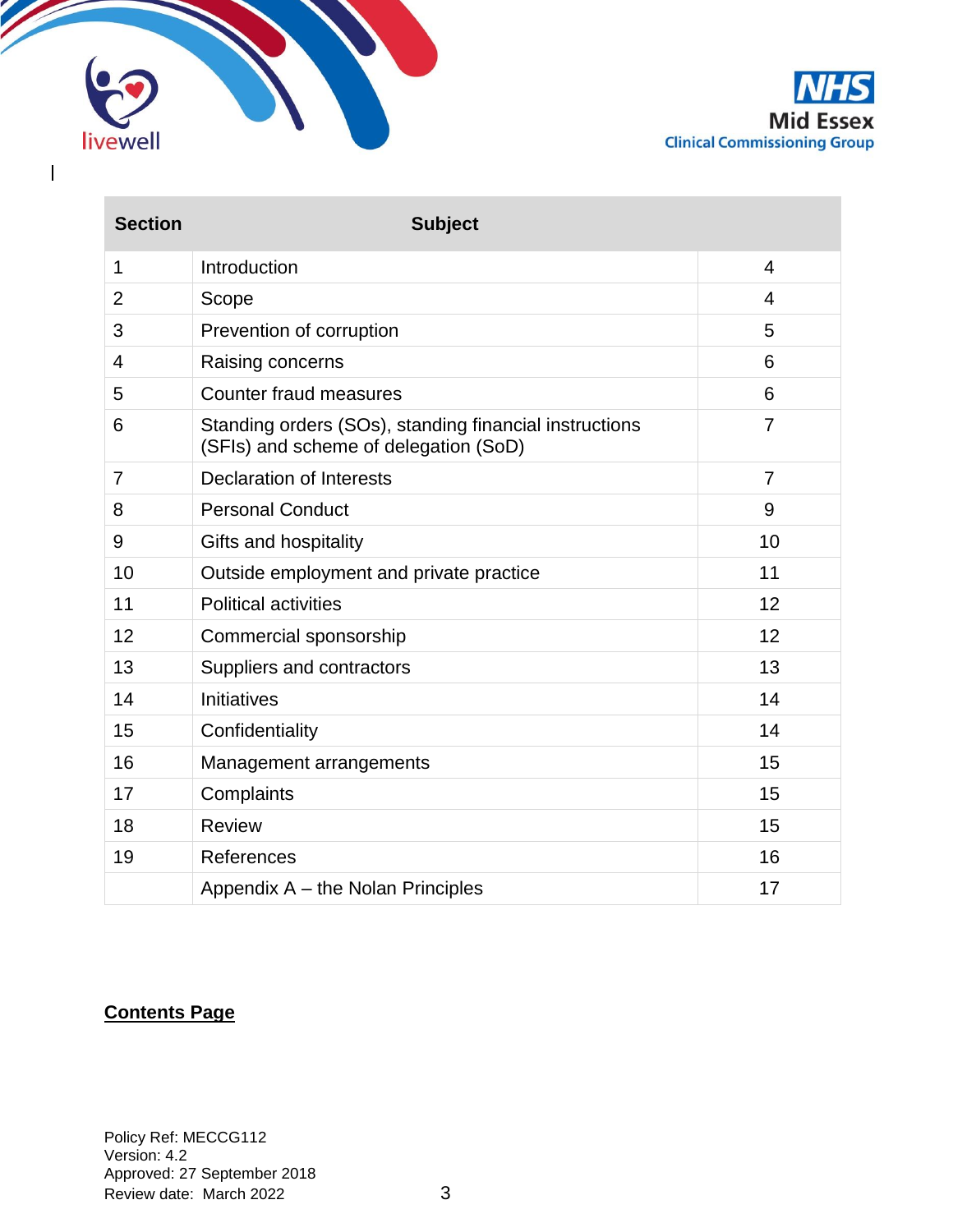| Section | Subject | |
|---|---|---|
| 1 | Introduction | 4 |
| 2 | Scope | 4 |
| 3 | Prevention of corruption | 5 |
| 4 | Raising concerns | 6 |
| 5 | Counter fraud measures | 6 |
| 6 | Standing orders (SOs), standing financial instructions (SFIs) and scheme of delegation (SoD) | 7 |
| 7 | Declaration of Interests | 7 |
| 8 | Personal Conduct | 9 |
| 9 | Gifts and hospitality | 10 |
| 10 | Outside employment and private practice | 11 |
| 11 | Political activities | 12 |
| 12 | Commercial sponsorship | 12 |
| 13 | Suppliers and contractors | 13 |
| 14 | Initiatives | 14 |
| 15 | Confidentiality | 14 |
| 16 | Management arrangements | 15 |
| 17 | Complaints | 15 |
| 18 | Review | 15 |
| 19 | References | 16 |
| | Appendix A – the Nolan Principles | 17 |

**Contents Page**

Policy Ref: MECCG112
Version: 4.2
Approved: 27 September 2018
Review date: March 2022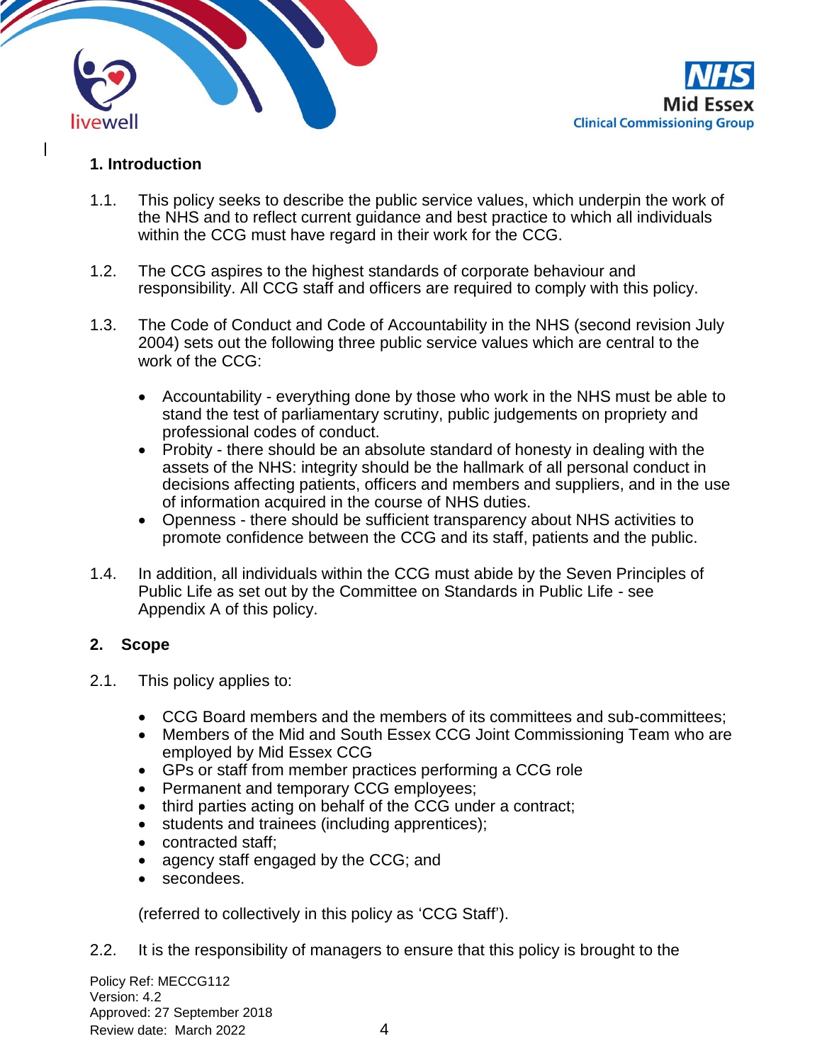## 1. Introduction

1.1. This policy seeks to describe the public service values, which underpin the work of the NHS and to reflect current guidance and best practice to which all individuals within the CCG must have regard in their work for the CCG.

1.2. The CCG aspires to the highest standards of corporate behaviour and responsibility. All CCG staff and officers are required to comply with this policy.

1.3. The Code of Conduct and Code of Accountability in the NHS (second revision July 2004) sets out the following three public service values which are central to the work of the CCG:

- Accountability - everything done by those who work in the NHS must be able to stand the test of parliamentary scrutiny, public judgements on propriety and professional codes of conduct.
- Probity - there should be an absolute standard of honesty in dealing with the assets of the NHS: integrity should be the hallmark of all personal conduct in decisions affecting patients, officers and members and suppliers, and in the use of information acquired in the course of NHS duties.
- Openness - there should be sufficient transparency about NHS activities to promote confidence between the CCG and its staff, patients and the public.

1.4. In addition, all individuals within the CCG must abide by the Seven Principles of Public Life as set out by the Committee on Standards in Public Life - see Appendix A of this policy.

## 2. Scope

2.1. This policy applies to:

- CCG Board members and the members of its committees and sub-committees;
- Members of the Mid and South Essex CCG Joint Commissioning Team who are employed by Mid Essex CCG
- GPs or staff from member practices performing a CCG role
- Permanent and temporary CCG employees;
- third parties acting on behalf of the CCG under a contract;
- students and trainees (including apprentices);
- contracted staff;
- agency staff engaged by the CCG; and
- secondees.

(referred to collectively in this policy as 'CCG Staff').

2.2. It is the responsibility of managers to ensure that this policy is brought to the

Policy Ref: MECCG112
Version: 4.2
Approved: 27 September 2018
Review date: March 2022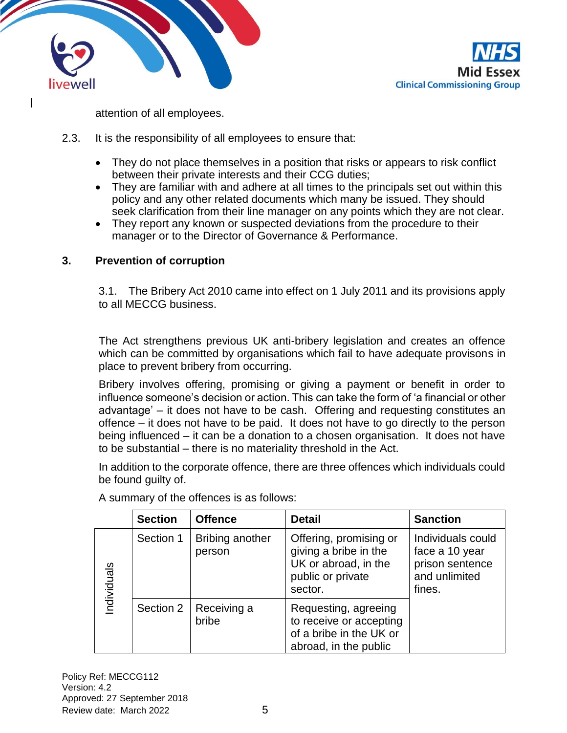attention of all employees.

2.3. It is the responsibility of all employees to ensure that:

- They do not place themselves in a position that risks or appears to risk conflict between their private interests and their CCG duties;
- They are familiar with and adhere at all times to the principals set out within this policy and any other related documents which many be issued. They should seek clarification from their line manager on any points which they are not clear.
- They report any known or suspected deviations from the procedure to their manager or to the Director of Governance & Performance.

## 3. Prevention of corruption

3.1. The Bribery Act 2010 came into effect on 1 July 2011 and its provisions apply to all MECCG business.

The Act strengthens previous UK anti-bribery legislation and creates an offence which can be committed by organisations which fail to have adequate provisons in place to prevent bribery from occurring.

Bribery involves offering, promising or giving a payment or benefit in order to influence someone's decision or action. This can take the form of 'a financial or other advantage' – it does not have to be cash. Offering and requesting constitutes an offence – it does not have to be paid. It does not have to go directly to the person being influenced – it can be a donation to a chosen organisation. It does not have to be substantial – there is no materiality threshold in the Act.

In addition to the corporate offence, there are three offences which individuals could be found guilty of.

A summary of the offences is as follows:

| | Section | Offence | Detail | Sanction |
|---|---|---|---|---|
| Individuals | Section 1 | Bribing another person | Offering, promising or giving a bribe in the UK or abroad, in the public or private sector. | Individuals could face a 10 year prison sentence and unlimited fines. |
| | Section 2 | Receiving a bribe | Requesting, agreeing to receive or accepting of a bribe in the UK or abroad, in the public | |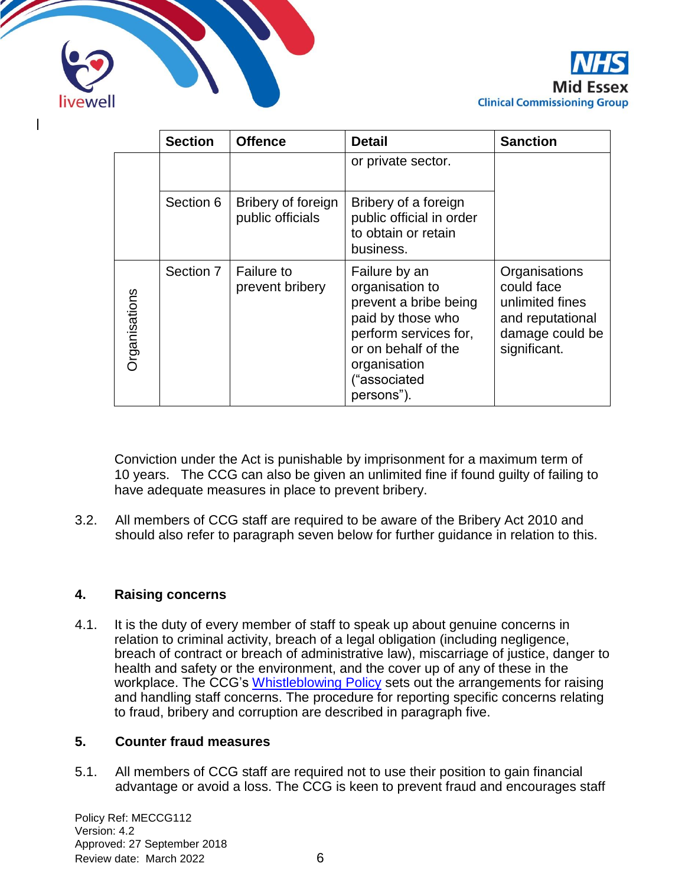| | Section | Offence | Detail | Sanction |
|---|---|---|---|---|
| | | | or private sector. | |
| | Section 6 | Bribery of foreign public officials | Bribery of a foreign public official in order to obtain or retain business. | |
| Organisations | Section 7 | Failure to prevent bribery | Failure by an organisation to prevent a bribe being paid by those who perform services for, or on behalf of the organisation ("associated persons"). | Organisations could face unlimited fines and reputational damage could be significant. |

Conviction under the Act is punishable by imprisonment for a maximum term of 10 years. The CCG can also be given an unlimited fine if found guilty of failing to have adequate measures in place to prevent bribery.

3.2. All members of CCG staff are required to be aware of the Bribery Act 2010 and should also refer to paragraph seven below for further guidance in relation to this.

## 4. Raising concerns

4.1. It is the duty of every member of staff to speak up about genuine concerns in relation to criminal activity, breach of a legal obligation (including negligence, breach of contract or breach of administrative law), miscarriage of justice, danger to health and safety or the environment, and the cover up of any of these in the workplace. The CCG's Whistleblowing Policy sets out the arrangements for raising and handling staff concerns. The procedure for reporting specific concerns relating to fraud, bribery and corruption are described in paragraph five.

## 5. Counter fraud measures

5.1. All members of CCG staff are required not to use their position to gain financial advantage or avoid a loss. The CCG is keen to prevent fraud and encourages staff

Policy Ref: MECCG112
Version: 4.2
Approved: 27 September 2018
Review date: March 2022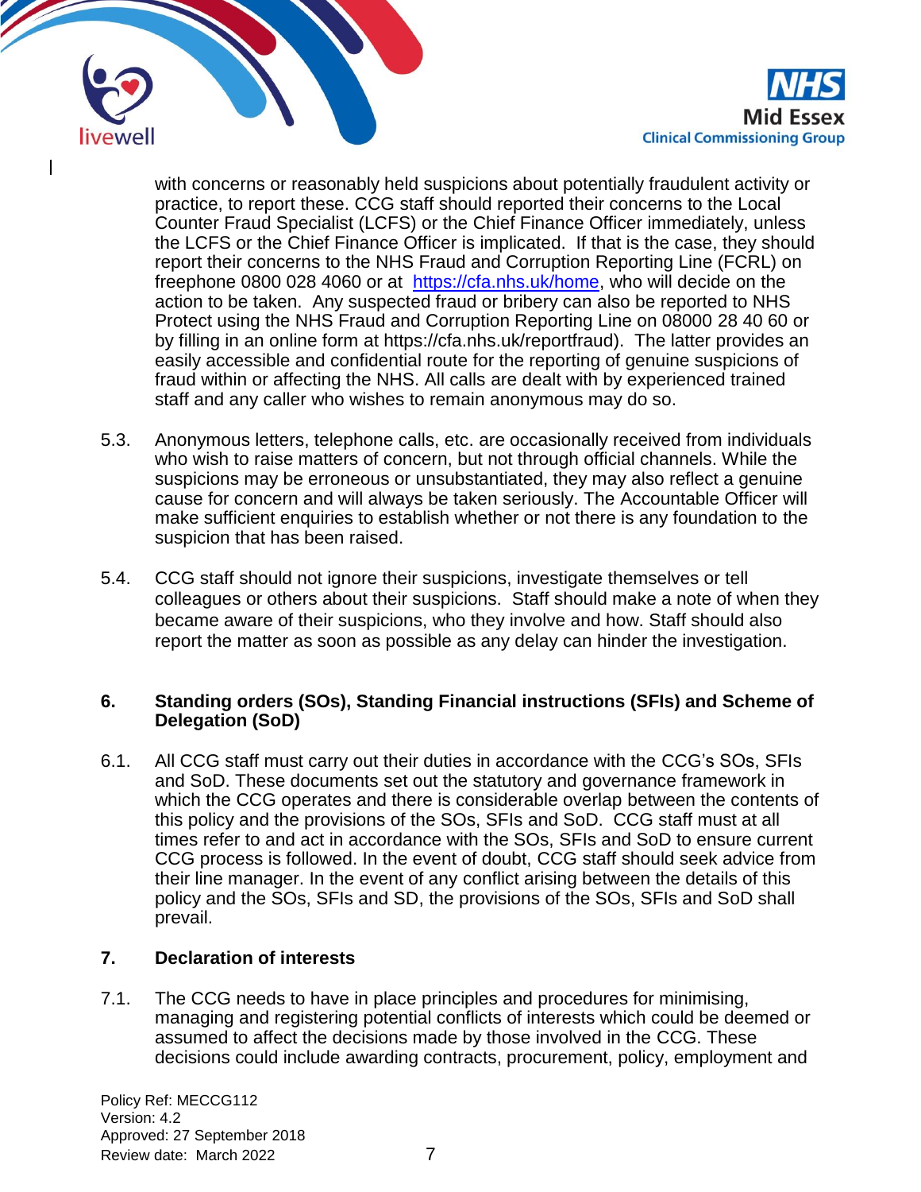with concerns or reasonably held suspicions about potentially fraudulent activity or practice, to report these. CCG staff should reported their concerns to the Local Counter Fraud Specialist (LCFS) or the Chief Finance Officer immediately, unless the LCFS or the Chief Finance Officer is implicated. If that is the case, they should report their concerns to the NHS Fraud and Corruption Reporting Line (FCRL) on freephone 0800 028 4060 or at https://cfa.nhs.uk/home, who will decide on the action to be taken. Any suspected fraud or bribery can also be reported to NHS Protect using the NHS Fraud and Corruption Reporting Line on 08000 28 40 60 or by filling in an online form at https://cfa.nhs.uk/reportfraud). The latter provides an easily accessible and confidential route for the reporting of genuine suspicions of fraud within or affecting the NHS. All calls are dealt with by experienced trained staff and any caller who wishes to remain anonymous may do so.

5.3. Anonymous letters, telephone calls, etc. are occasionally received from individuals who wish to raise matters of concern, but not through official channels. While the suspicions may be erroneous or unsubstantiated, they may also reflect a genuine cause for concern and will always be taken seriously. The Accountable Officer will make sufficient enquiries to establish whether or not there is any foundation to the suspicion that has been raised.

5.4. CCG staff should not ignore their suspicions, investigate themselves or tell colleagues or others about their suspicions. Staff should make a note of when they became aware of their suspicions, who they involve and how. Staff should also report the matter as soon as possible as any delay can hinder the investigation.

## 6. Standing orders (SOs), Standing Financial instructions (SFIs) and Scheme of Delegation (SoD)

6.1. All CCG staff must carry out their duties in accordance with the CCG's SOs, SFIs and SoD. These documents set out the statutory and governance framework in which the CCG operates and there is considerable overlap between the contents of this policy and the provisions of the SOs, SFIs and SoD. CCG staff must at all times refer to and act in accordance with the SOs, SFIs and SoD to ensure current CCG process is followed. In the event of doubt, CCG staff should seek advice from their line manager. In the event of any conflict arising between the details of this policy and the SOs, SFIs and SD, the provisions of the SOs, SFIs and SoD shall prevail.

## 7. Declaration of interests

7.1. The CCG needs to have in place principles and procedures for minimising, managing and registering potential conflicts of interests which could be deemed or assumed to affect the decisions made by those involved in the CCG. These decisions could include awarding contracts, procurement, policy, employment and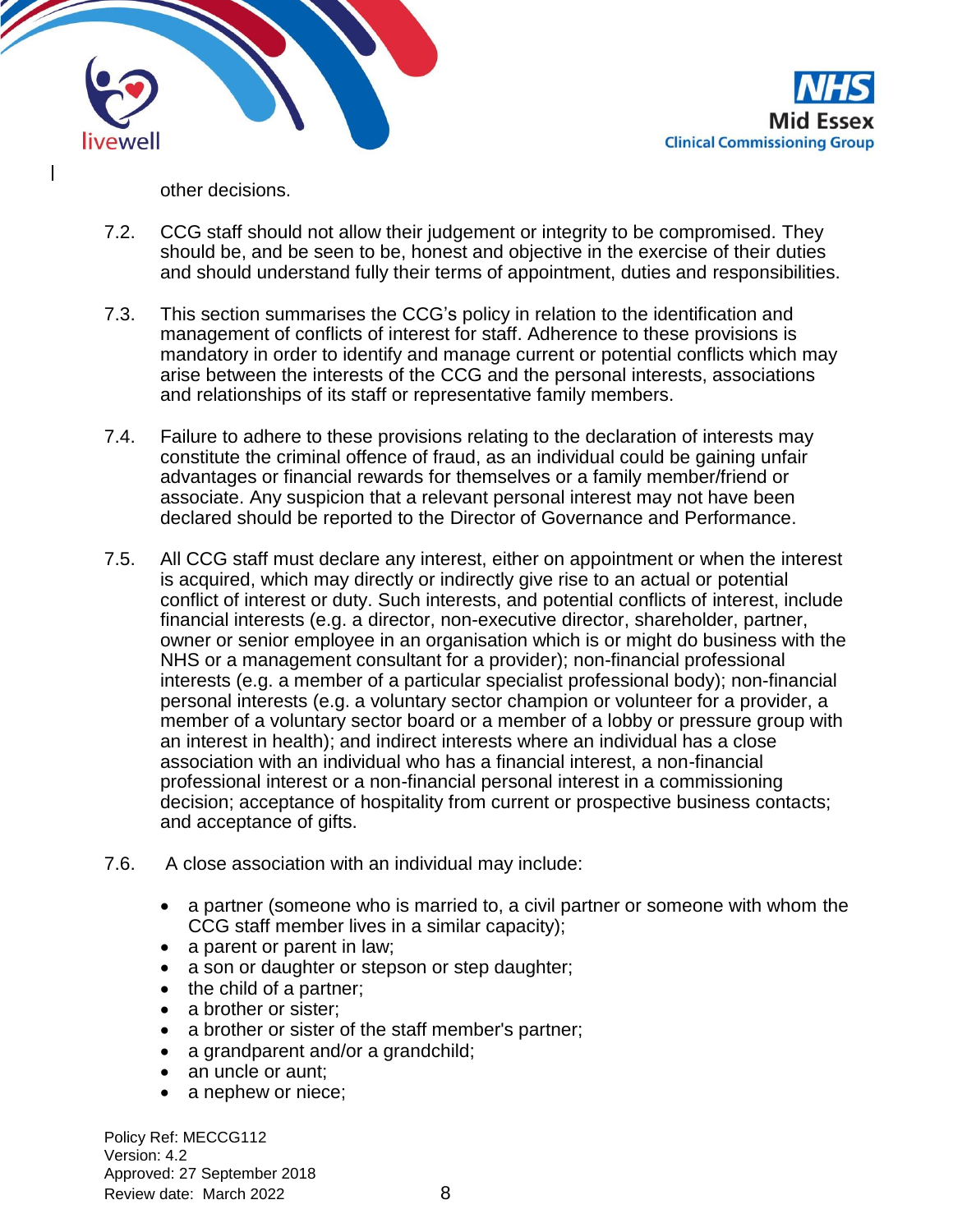other decisions.

7.2. CCG staff should not allow their judgement or integrity to be compromised. They should be, and be seen to be, honest and objective in the exercise of their duties and should understand fully their terms of appointment, duties and responsibilities.

7.3. This section summarises the CCG's policy in relation to the identification and management of conflicts of interest for staff. Adherence to these provisions is mandatory in order to identify and manage current or potential conflicts which may arise between the interests of the CCG and the personal interests, associations and relationships of its staff or representative family members.

7.4. Failure to adhere to these provisions relating to the declaration of interests may constitute the criminal offence of fraud, as an individual could be gaining unfair advantages or financial rewards for themselves or a family member/friend or associate. Any suspicion that a relevant personal interest may not have been declared should be reported to the Director of Governance and Performance.

7.5. All CCG staff must declare any interest, either on appointment or when the interest is acquired, which may directly or indirectly give rise to an actual or potential conflict of interest or duty. Such interests, and potential conflicts of interest, include financial interests (e.g. a director, non-executive director, shareholder, partner, owner or senior employee in an organisation which is or might do business with the NHS or a management consultant for a provider); non-financial professional interests (e.g. a member of a particular specialist professional body); non-financial personal interests (e.g. a voluntary sector champion or volunteer for a provider, a member of a voluntary sector board or a member of a lobby or pressure group with an interest in health); and indirect interests where an individual has a close association with an individual who has a financial interest, a non-financial professional interest or a non-financial personal interest in a commissioning decision; acceptance of hospitality from current or prospective business contacts; and acceptance of gifts.

7.6. A close association with an individual may include:

- a partner (someone who is married to, a civil partner or someone with whom the CCG staff member lives in a similar capacity);
- a parent or parent in law;
- a son or daughter or stepson or step daughter;
- the child of a partner;
- a brother or sister;
- a brother or sister of the staff member's partner;
- a grandparent and/or a grandchild;
- an uncle or aunt;
- a nephew or niece;

Policy Ref: MECCG112
Version: 4.2
Approved: 27 September 2018
Review date: March 2022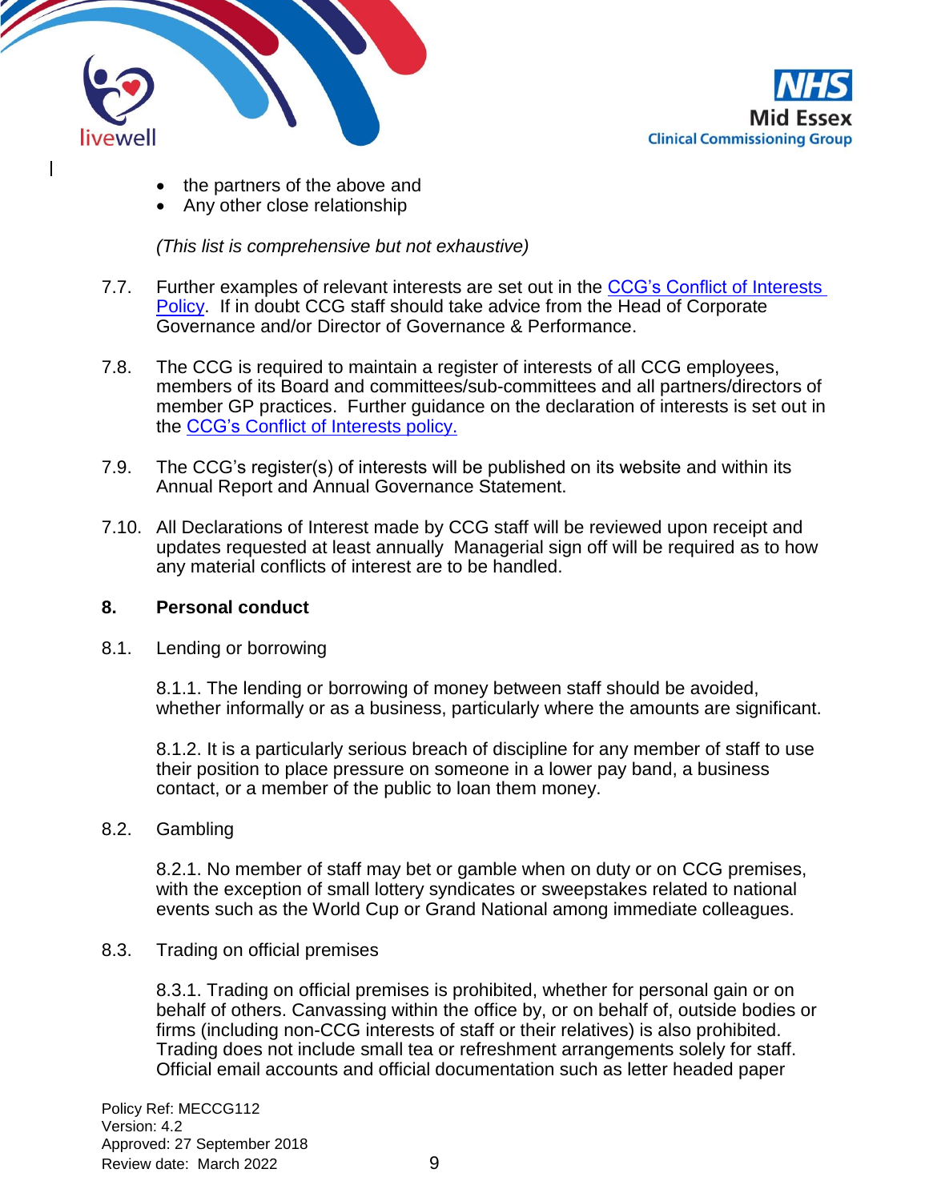- the partners of the above and
- Any other close relationship

*(This list is comprehensive but not exhaustive)*

7.7. Further examples of relevant interests are set out in the CCG's Conflict of Interests Policy. If in doubt CCG staff should take advice from the Head of Corporate Governance and/or Director of Governance & Performance.

7.8. The CCG is required to maintain a register of interests of all CCG employees, members of its Board and committees/sub-committees and all partners/directors of member GP practices. Further guidance on the declaration of interests is set out in the CCG's Conflict of Interests policy.

7.9. The CCG's register(s) of interests will be published on its website and within its Annual Report and Annual Governance Statement.

7.10. All Declarations of Interest made by CCG staff will be reviewed upon receipt and updates requested at least annually Managerial sign off will be required as to how any material conflicts of interest are to be handled.

## 8. Personal conduct

8.1. Lending or borrowing

8.1.1. The lending or borrowing of money between staff should be avoided, whether informally or as a business, particularly where the amounts are significant.

8.1.2. It is a particularly serious breach of discipline for any member of staff to use their position to place pressure on someone in a lower pay band, a business contact, or a member of the public to loan them money.

8.2. Gambling

8.2.1. No member of staff may bet or gamble when on duty or on CCG premises, with the exception of small lottery syndicates or sweepstakes related to national events such as the World Cup or Grand National among immediate colleagues.

8.3. Trading on official premises

8.3.1. Trading on official premises is prohibited, whether for personal gain or on behalf of others. Canvassing within the office by, or on behalf of, outside bodies or firms (including non-CCG interests of staff or their relatives) is also prohibited. Trading does not include small tea or refreshment arrangements solely for staff. Official email accounts and official documentation such as letter headed paper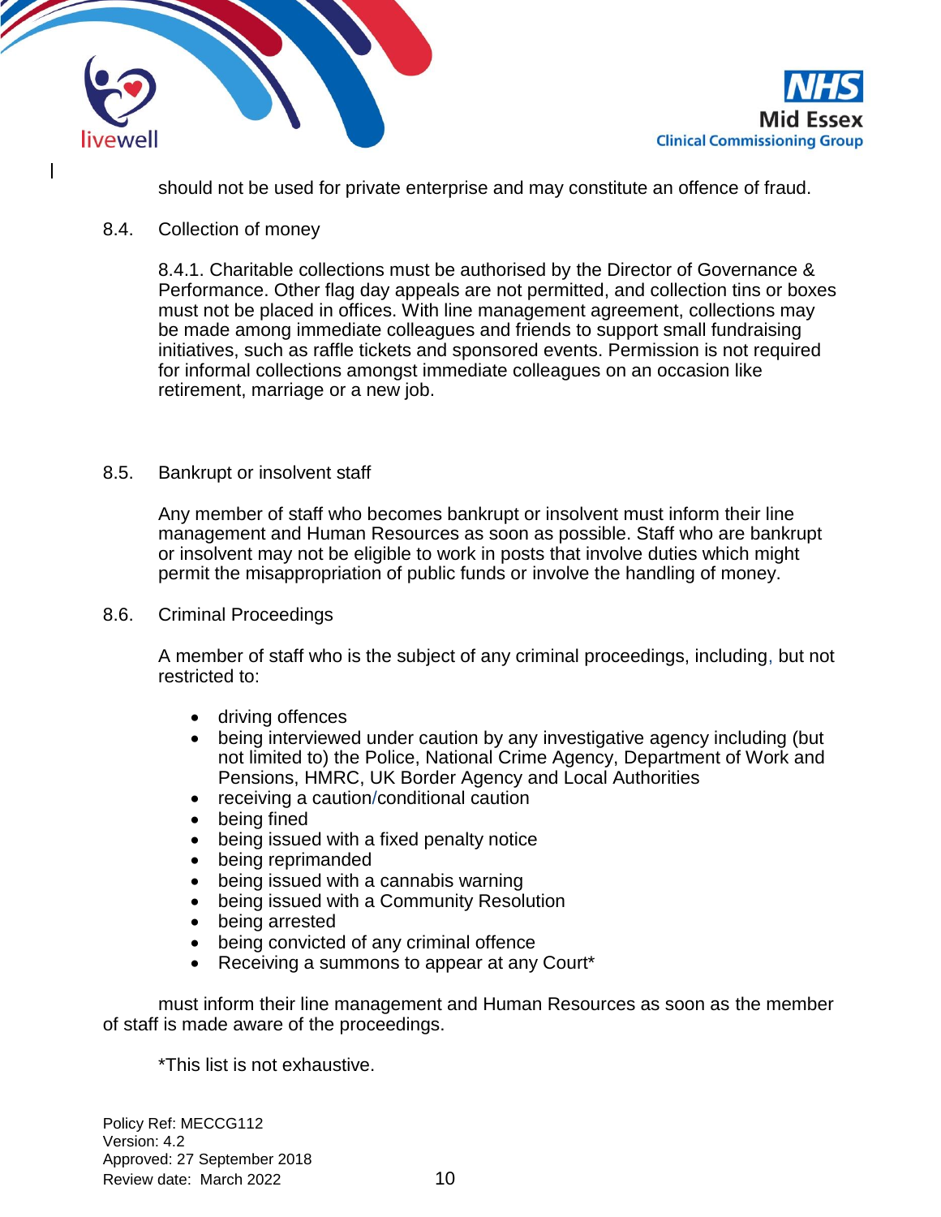should not be used for private enterprise and may constitute an offence of fraud.

8.4. Collection of money

8.4.1. Charitable collections must be authorised by the Director of Governance & Performance. Other flag day appeals are not permitted, and collection tins or boxes must not be placed in offices. With line management agreement, collections may be made among immediate colleagues and friends to support small fundraising initiatives, such as raffle tickets and sponsored events. Permission is not required for informal collections amongst immediate colleagues on an occasion like retirement, marriage or a new job.

8.5. Bankrupt or insolvent staff

Any member of staff who becomes bankrupt or insolvent must inform their line management and Human Resources as soon as possible. Staff who are bankrupt or insolvent may not be eligible to work in posts that involve duties which might permit the misappropriation of public funds or involve the handling of money.

8.6. Criminal Proceedings

A member of staff who is the subject of any criminal proceedings, including, but not restricted to:

- driving offences
- being interviewed under caution by any investigative agency including (but not limited to) the Police, National Crime Agency, Department of Work and Pensions, HMRC, UK Border Agency and Local Authorities
- receiving a caution/conditional caution
- being fined
- being issued with a fixed penalty notice
- being reprimanded
- being issued with a cannabis warning
- being issued with a Community Resolution
- being arrested
- being convicted of any criminal offence
- Receiving a summons to appear at any Court*

must inform their line management and Human Resources as soon as the member of staff is made aware of the proceedings.

*This list is not exhaustive.

Policy Ref: MECCG112
Version: 4.2
Approved: 27 September 2018
Review date: March 2022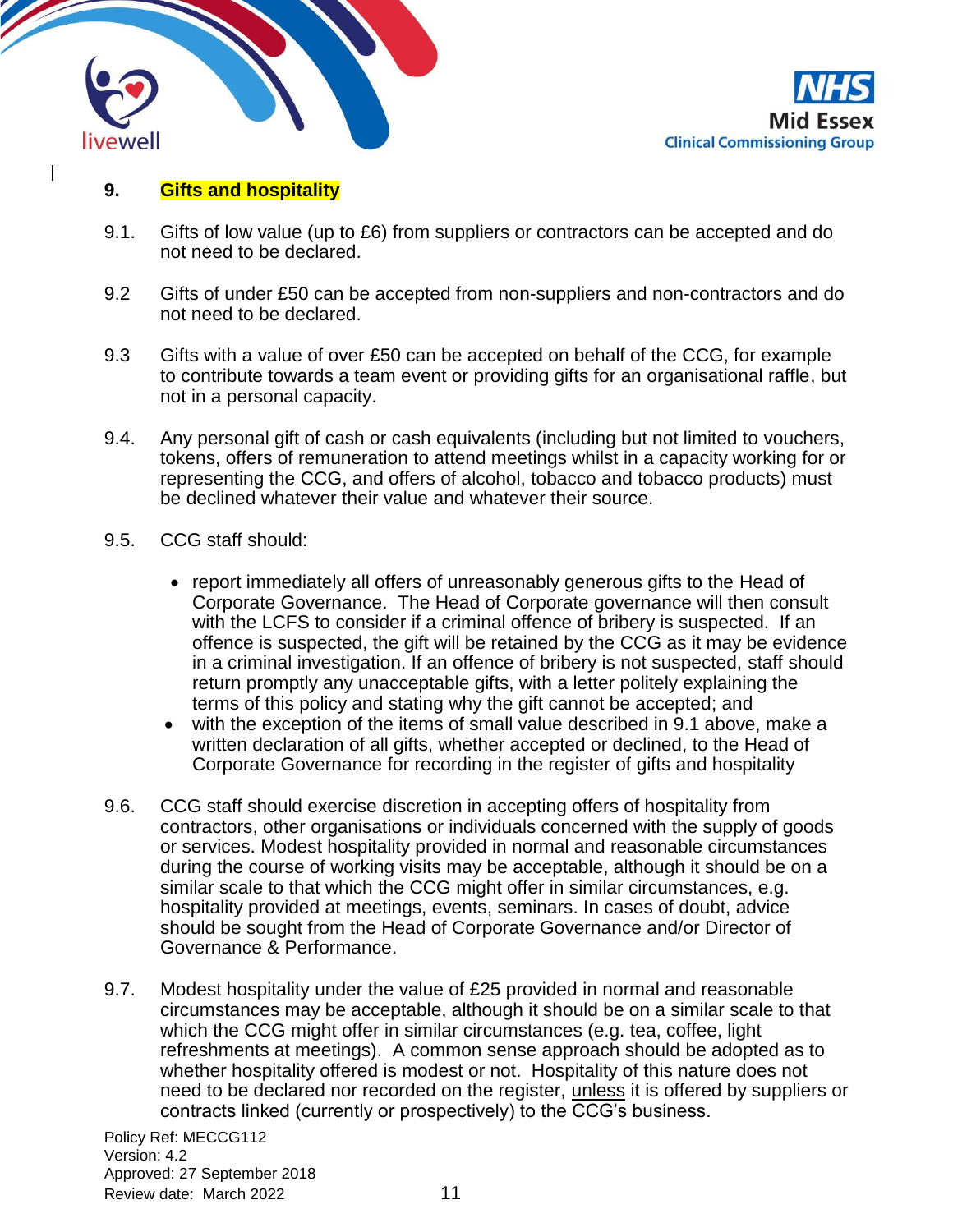## 9. Gifts and hospitality

9.1. Gifts of low value (up to £6) from suppliers or contractors can be accepted and do not need to be declared.

9.2 Gifts of under £50 can be accepted from non-suppliers and non-contractors and do not need to be declared.

9.3 Gifts with a value of over £50 can be accepted on behalf of the CCG, for example to contribute towards a team event or providing gifts for an organisational raffle, but not in a personal capacity.

9.4. Any personal gift of cash or cash equivalents (including but not limited to vouchers, tokens, offers of remuneration to attend meetings whilst in a capacity working for or representing the CCG, and offers of alcohol, tobacco and tobacco products) must be declined whatever their value and whatever their source.

9.5. CCG staff should:

- report immediately all offers of unreasonably generous gifts to the Head of Corporate Governance. The Head of Corporate governance will then consult with the LCFS to consider if a criminal offence of bribery is suspected. If an offence is suspected, the gift will be retained by the CCG as it may be evidence in a criminal investigation. If an offence of bribery is not suspected, staff should return promptly any unacceptable gifts, with a letter politely explaining the terms of this policy and stating why the gift cannot be accepted; and
- with the exception of the items of small value described in 9.1 above, make a written declaration of all gifts, whether accepted or declined, to the Head of Corporate Governance for recording in the register of gifts and hospitality

9.6. CCG staff should exercise discretion in accepting offers of hospitality from contractors, other organisations or individuals concerned with the supply of goods or services. Modest hospitality provided in normal and reasonable circumstances during the course of working visits may be acceptable, although it should be on a similar scale to that which the CCG might offer in similar circumstances, e.g. hospitality provided at meetings, events, seminars. In cases of doubt, advice should be sought from the Head of Corporate Governance and/or Director of Governance & Performance.

9.7. Modest hospitality under the value of £25 provided in normal and reasonable circumstances may be acceptable, although it should be on a similar scale to that which the CCG might offer in similar circumstances (e.g. tea, coffee, light refreshments at meetings). A common sense approach should be adopted as to whether hospitality offered is modest or not. Hospitality of this nature does not need to be declared nor recorded on the register, unless it is offered by suppliers or contracts linked (currently or prospectively) to the CCG's business.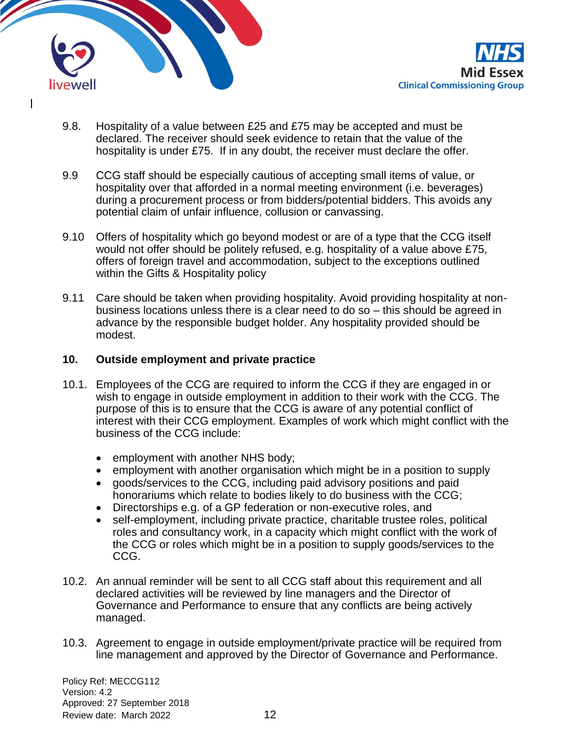9.8. Hospitality of a value between £25 and £75 may be accepted and must be declared. The receiver should seek evidence to retain that the value of the hospitality is under £75. If in any doubt, the receiver must declare the offer.

9.9 CCG staff should be especially cautious of accepting small items of value, or hospitality over that afforded in a normal meeting environment (i.e. beverages) during a procurement process or from bidders/potential bidders. This avoids any potential claim of unfair influence, collusion or canvassing.

9.10 Offers of hospitality which go beyond modest or are of a type that the CCG itself would not offer should be politely refused, e.g. hospitality of a value above £75, offers of foreign travel and accommodation, subject to the exceptions outlined within the Gifts & Hospitality policy

9.11 Care should be taken when providing hospitality. Avoid providing hospitality at non-business locations unless there is a clear need to do so – this should be agreed in advance by the responsible budget holder. Any hospitality provided should be modest.

## 10. Outside employment and private practice

10.1. Employees of the CCG are required to inform the CCG if they are engaged in or wish to engage in outside employment in addition to their work with the CCG. The purpose of this is to ensure that the CCG is aware of any potential conflict of interest with their CCG employment. Examples of work which might conflict with the business of the CCG include:

- employment with another NHS body;
- employment with another organisation which might be in a position to supply
- goods/services to the CCG, including paid advisory positions and paid honorariums which relate to bodies likely to do business with the CCG;
- Directorships e.g. of a GP federation or non-executive roles, and
- self-employment, including private practice, charitable trustee roles, political roles and consultancy work, in a capacity which might conflict with the work of the CCG or roles which might be in a position to supply goods/services to the CCG.

10.2. An annual reminder will be sent to all CCG staff about this requirement and all declared activities will be reviewed by line managers and the Director of Governance and Performance to ensure that any conflicts are being actively managed.

10.3. Agreement to engage in outside employment/private practice will be required from line management and approved by the Director of Governance and Performance.

Policy Ref: MECCG112
Version: 4.2
Approved: 27 September 2018
Review date: March 2022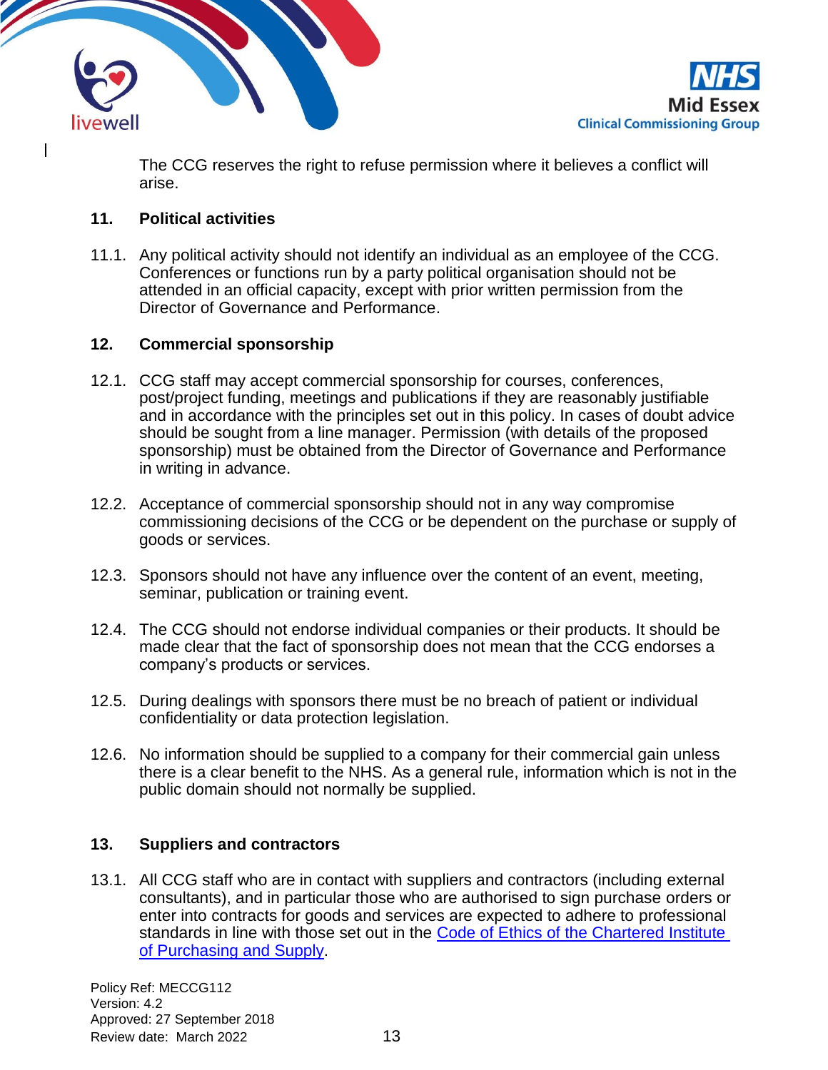The CCG reserves the right to refuse permission where it believes a conflict will arise.

## 11. Political activities

11.1. Any political activity should not identify an individual as an employee of the CCG. Conferences or functions run by a party political organisation should not be attended in an official capacity, except with prior written permission from the Director of Governance and Performance.

## 12. Commercial sponsorship

12.1. CCG staff may accept commercial sponsorship for courses, conferences, post/project funding, meetings and publications if they are reasonably justifiable and in accordance with the principles set out in this policy. In cases of doubt advice should be sought from a line manager. Permission (with details of the proposed sponsorship) must be obtained from the Director of Governance and Performance in writing in advance.

12.2. Acceptance of commercial sponsorship should not in any way compromise commissioning decisions of the CCG or be dependent on the purchase or supply of goods or services.

12.3. Sponsors should not have any influence over the content of an event, meeting, seminar, publication or training event.

12.4. The CCG should not endorse individual companies or their products. It should be made clear that the fact of sponsorship does not mean that the CCG endorses a company's products or services.

12.5. During dealings with sponsors there must be no breach of patient or individual confidentiality or data protection legislation.

12.6. No information should be supplied to a company for their commercial gain unless there is a clear benefit to the NHS. As a general rule, information which is not in the public domain should not normally be supplied.

## 13. Suppliers and contractors

13.1. All CCG staff who are in contact with suppliers and contractors (including external consultants), and in particular those who are authorised to sign purchase orders or enter into contracts for goods and services are expected to adhere to professional standards in line with those set out in the Code of Ethics of the Chartered Institute of Purchasing and Supply.

Policy Ref: MECCG112
Version: 4.2
Approved: 27 September 2018
Review date: March 2022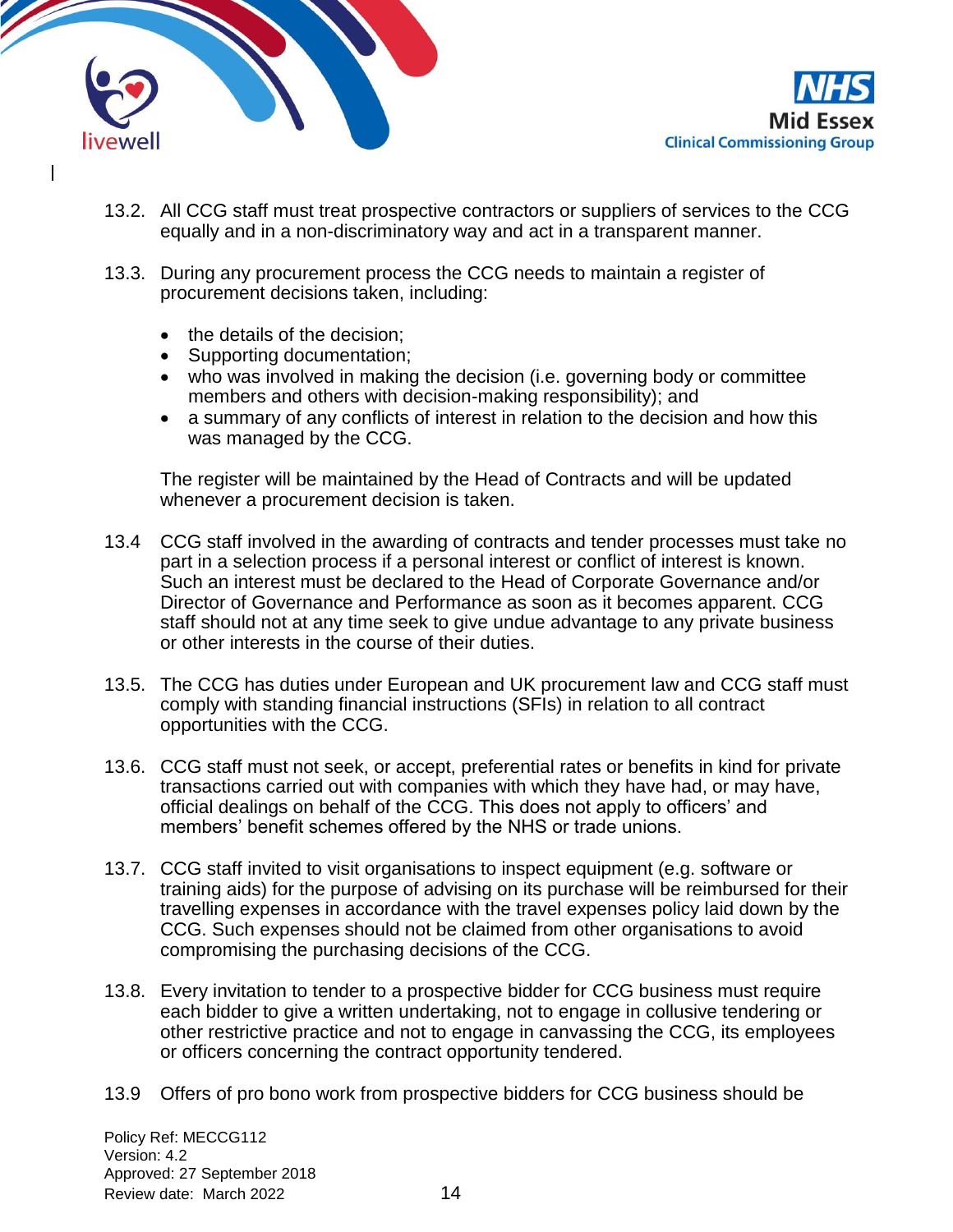13.2. All CCG staff must treat prospective contractors or suppliers of services to the CCG equally and in a non-discriminatory way and act in a transparent manner.

13.3. During any procurement process the CCG needs to maintain a register of procurement decisions taken, including:

- the details of the decision;
- Supporting documentation;
- who was involved in making the decision (i.e. governing body or committee members and others with decision-making responsibility); and
- a summary of any conflicts of interest in relation to the decision and how this was managed by the CCG.

The register will be maintained by the Head of Contracts and will be updated whenever a procurement decision is taken.

13.4 CCG staff involved in the awarding of contracts and tender processes must take no part in a selection process if a personal interest or conflict of interest is known. Such an interest must be declared to the Head of Corporate Governance and/or Director of Governance and Performance as soon as it becomes apparent. CCG staff should not at any time seek to give undue advantage to any private business or other interests in the course of their duties.

13.5. The CCG has duties under European and UK procurement law and CCG staff must comply with standing financial instructions (SFIs) in relation to all contract opportunities with the CCG.

13.6. CCG staff must not seek, or accept, preferential rates or benefits in kind for private transactions carried out with companies with which they have had, or may have, official dealings on behalf of the CCG. This does not apply to officers' and members' benefit schemes offered by the NHS or trade unions.

13.7. CCG staff invited to visit organisations to inspect equipment (e.g. software or training aids) for the purpose of advising on its purchase will be reimbursed for their travelling expenses in accordance with the travel expenses policy laid down by the CCG. Such expenses should not be claimed from other organisations to avoid compromising the purchasing decisions of the CCG.

13.8. Every invitation to tender to a prospective bidder for CCG business must require each bidder to give a written undertaking, not to engage in collusive tendering or other restrictive practice and not to engage in canvassing the CCG, its employees or officers concerning the contract opportunity tendered.

13.9 Offers of pro bono work from prospective bidders for CCG business should be

Policy Ref: MECCG112
Version: 4.2
Approved: 27 September 2018
Review date: March 2022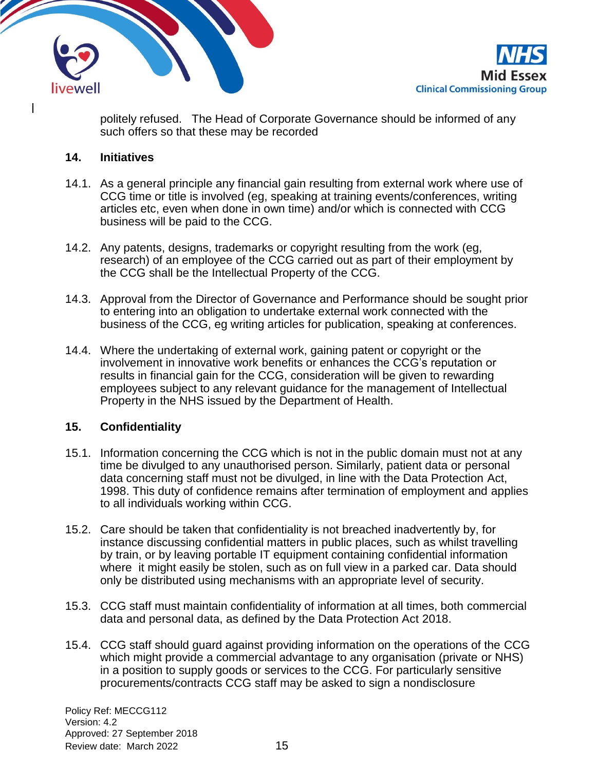politely refused. The Head of Corporate Governance should be informed of any such offers so that these may be recorded

## 14. Initiatives

14.1. As a general principle any financial gain resulting from external work where use of CCG time or title is involved (eg, speaking at training events/conferences, writing articles etc, even when done in own time) and/or which is connected with CCG business will be paid to the CCG.

14.2. Any patents, designs, trademarks or copyright resulting from the work (eg, research) of an employee of the CCG carried out as part of their employment by the CCG shall be the Intellectual Property of the CCG.

14.3. Approval from the Director of Governance and Performance should be sought prior to entering into an obligation to undertake external work connected with the business of the CCG, eg writing articles for publication, speaking at conferences.

14.4. Where the undertaking of external work, gaining patent or copyright or the involvement in innovative work benefits or enhances the CCG's reputation or results in financial gain for the CCG, consideration will be given to rewarding employees subject to any relevant guidance for the management of Intellectual Property in the NHS issued by the Department of Health.

## 15. Confidentiality

15.1. Information concerning the CCG which is not in the public domain must not at any time be divulged to any unauthorised person. Similarly, patient data or personal data concerning staff must not be divulged, in line with the Data Protection Act, 1998. This duty of confidence remains after termination of employment and applies to all individuals working within CCG.

15.2. Care should be taken that confidentiality is not breached inadvertently by, for instance discussing confidential matters in public places, such as whilst travelling by train, or by leaving portable IT equipment containing confidential information where it might easily be stolen, such as on full view in a parked car. Data should only be distributed using mechanisms with an appropriate level of security.

15.3. CCG staff must maintain confidentiality of information at all times, both commercial data and personal data, as defined by the Data Protection Act 2018.

15.4. CCG staff should guard against providing information on the operations of the CCG which might provide a commercial advantage to any organisation (private or NHS) in a position to supply goods or services to the CCG. For particularly sensitive procurements/contracts CCG staff may be asked to sign a nondisclosure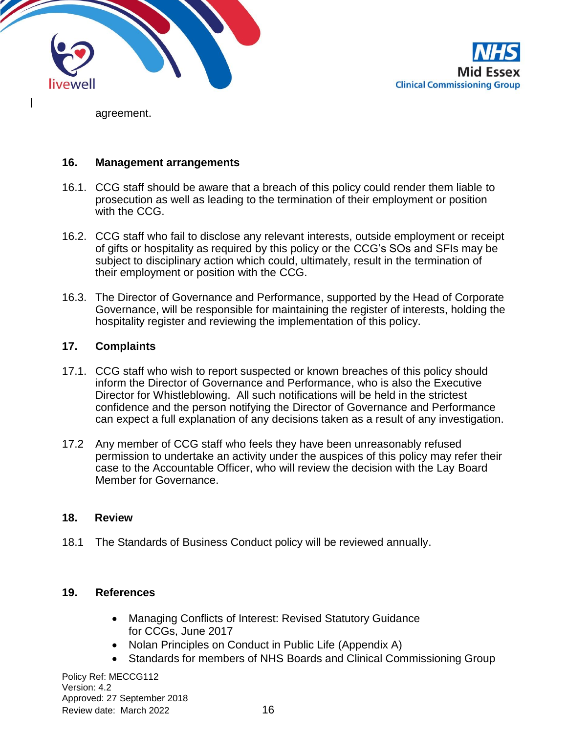agreement.

## 16. Management arrangements

16.1. CCG staff should be aware that a breach of this policy could render them liable to prosecution as well as leading to the termination of their employment or position with the CCG.

16.2. CCG staff who fail to disclose any relevant interests, outside employment or receipt of gifts or hospitality as required by this policy or the CCG's SOs and SFIs may be subject to disciplinary action which could, ultimately, result in the termination of their employment or position with the CCG.

16.3. The Director of Governance and Performance, supported by the Head of Corporate Governance, will be responsible for maintaining the register of interests, holding the hospitality register and reviewing the implementation of this policy.

## 17. Complaints

17.1. CCG staff who wish to report suspected or known breaches of this policy should inform the Director of Governance and Performance, who is also the Executive Director for Whistleblowing. All such notifications will be held in the strictest confidence and the person notifying the Director of Governance and Performance can expect a full explanation of any decisions taken as a result of any investigation.

17.2 Any member of CCG staff who feels they have been unreasonably refused permission to undertake an activity under the auspices of this policy may refer their case to the Accountable Officer, who will review the decision with the Lay Board Member for Governance.

## 18. Review

18.1 The Standards of Business Conduct policy will be reviewed annually.

## 19. References

- Managing Conflicts of Interest: Revised Statutory Guidance for CCGs, June 2017
- Nolan Principles on Conduct in Public Life (Appendix A)
- Standards for members of NHS Boards and Clinical Commissioning Group

Policy Ref: MECCG112
Version: 4.2
Approved: 27 September 2018
Review date: March 2022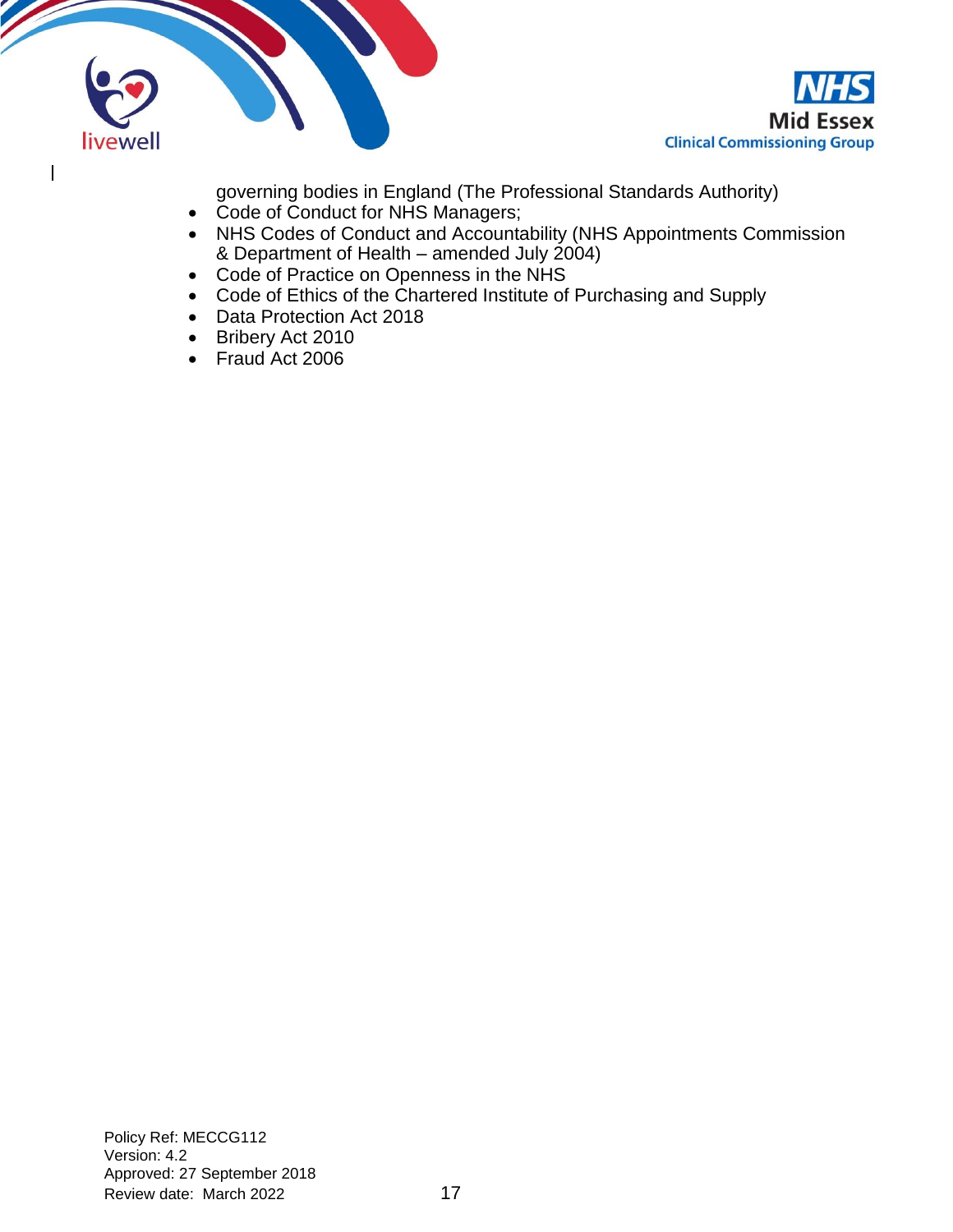governing bodies in England (The Professional Standards Authority)

- Code of Conduct for NHS Managers;
- NHS Codes of Conduct and Accountability (NHS Appointments Commission & Department of Health – amended July 2004)
- Code of Practice on Openness in the NHS
- Code of Ethics of the Chartered Institute of Purchasing and Supply
- Data Protection Act 2018
- Bribery Act 2010
- Fraud Act 2006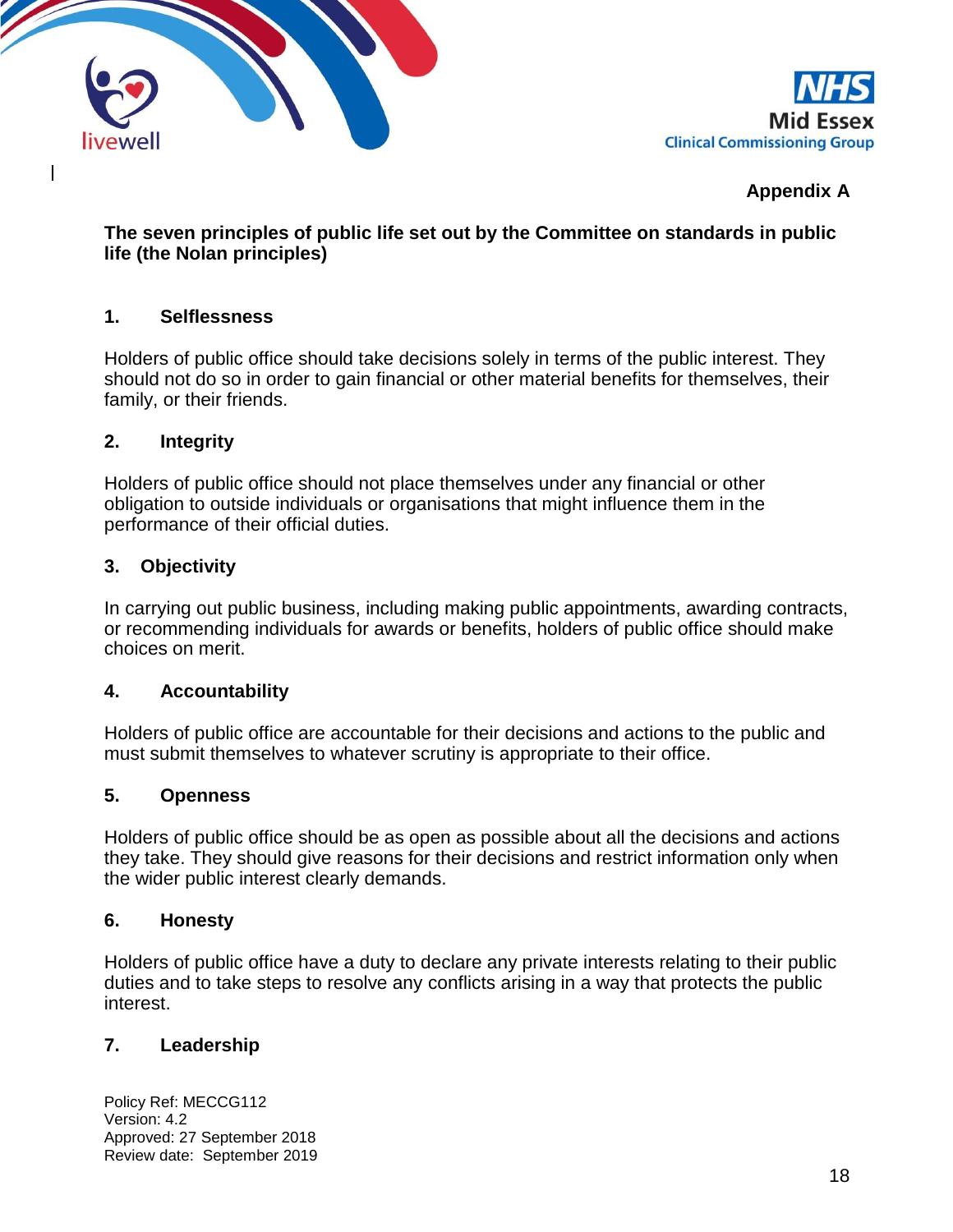**Appendix A**

**The seven principles of public life set out by the Committee on standards in public life (the Nolan principles)**

**1. Selflessness**

Holders of public office should take decisions solely in terms of the public interest. They should not do so in order to gain financial or other material benefits for themselves, their family, or their friends.

**2. Integrity**

Holders of public office should not place themselves under any financial or other obligation to outside individuals or organisations that might influence them in the performance of their official duties.

**3. Objectivity**

In carrying out public business, including making public appointments, awarding contracts, or recommending individuals for awards or benefits, holders of public office should make choices on merit.

**4. Accountability**

Holders of public office are accountable for their decisions and actions to the public and must submit themselves to whatever scrutiny is appropriate to their office.

**5. Openness**

Holders of public office should be as open as possible about all the decisions and actions they take. They should give reasons for their decisions and restrict information only when the wider public interest clearly demands.

**6. Honesty**

Holders of public office have a duty to declare any private interests relating to their public duties and to take steps to resolve any conflicts arising in a way that protects the public interest.

**7. Leadership**

Policy Ref: MECCG112
Version: 4.2
Approved: 27 September 2018
Review date: September 2019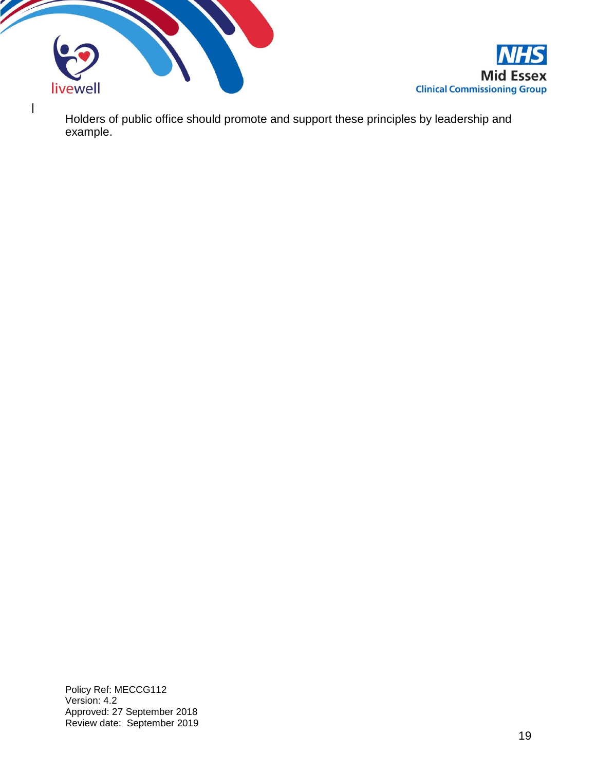Holders of public office should promote and support these principles by leadership and example.

Policy Ref: MECCG112
Version: 4.2
Approved: 27 September 2018
Review date: September 2019